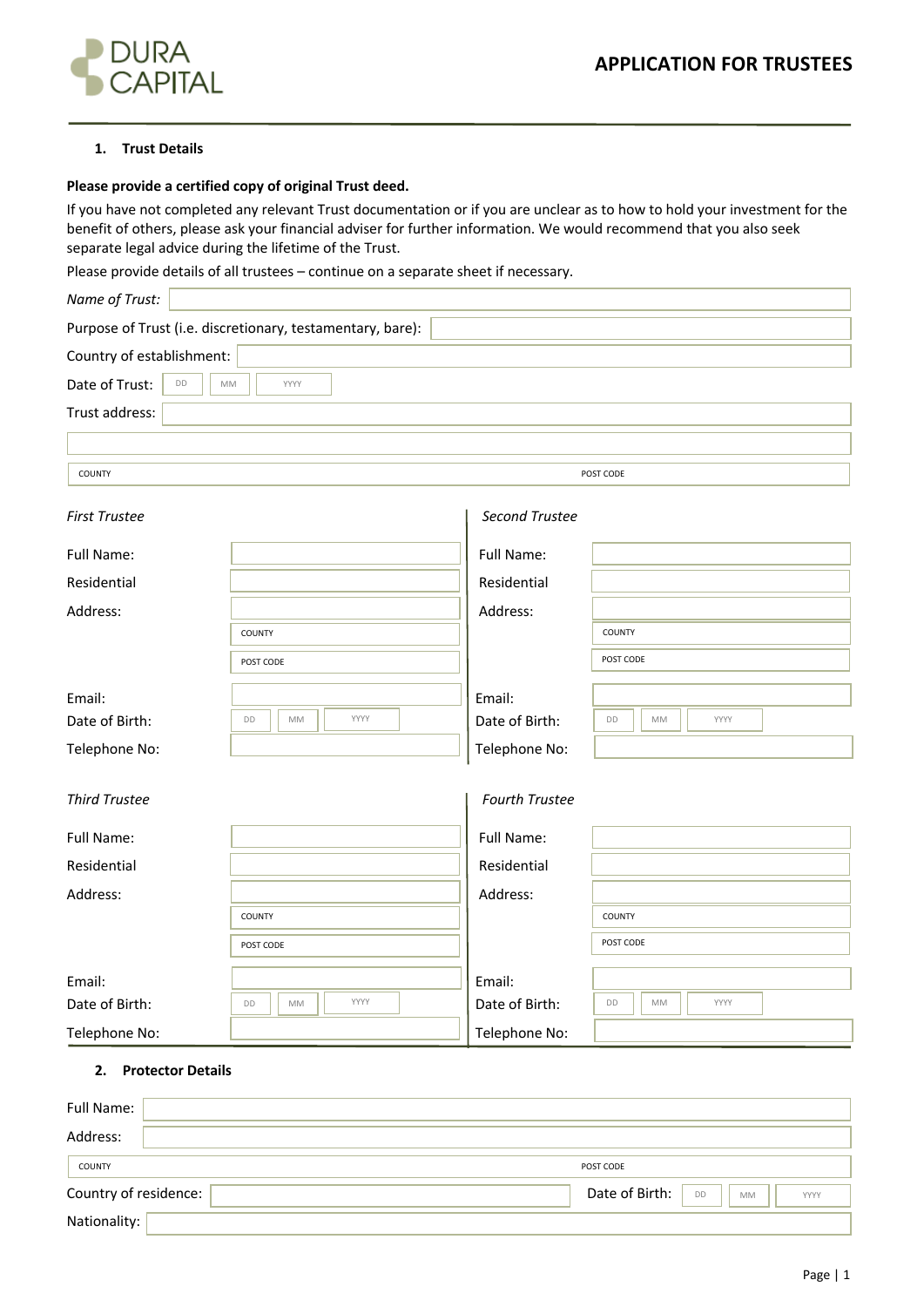DURA CAPITAL

# APPLICATION FOR TRUSTEES

## 1. Trust Details

**Please provide a certified copy of original Trust deed.**

If you have not completed any relevant Trust documentation or if you are unclear as to how to hold your investment for the benefit of others, please ask your financial adviser for further information. We would recommend that you also seek separate legal advice during the lifetime of the Trust.

Please provide details of all trustees – continue on a separate sheet if necessary.

*Name of Trust:*

Purpose of Trust (i.e. discretionary, testamentary, bare):

Country of establishment:

Date of Trust: DD MM YYYY

Trust address:

COUNTY POST CODE

*First Trustee*

Full Name:

Residential Address:

COUNTY

POST CODE

Email:

Date of Birth: DD MM YYYY

Telephone No:

*Second Trustee*

Full Name:

Residential Address:

COUNTY

POST CODE

Email:

Date of Birth: DD MM YYYY

Telephone No:

*Third Trustee*

Full Name:

Residential Address:

COUNTY

POST CODE

Email:

Date of Birth: DD MM YYYY

Telephone No:

*Fourth Trustee*

Full Name:

Residential Address:

COUNTY

POST CODE

Email:

Date of Birth: DD MM YYYY

Telephone No:

## 2. Protector Details

Full Name:

Address:

COUNTY POST CODE

Country of residence:

Date of Birth: DD MM YYYY

Nationality: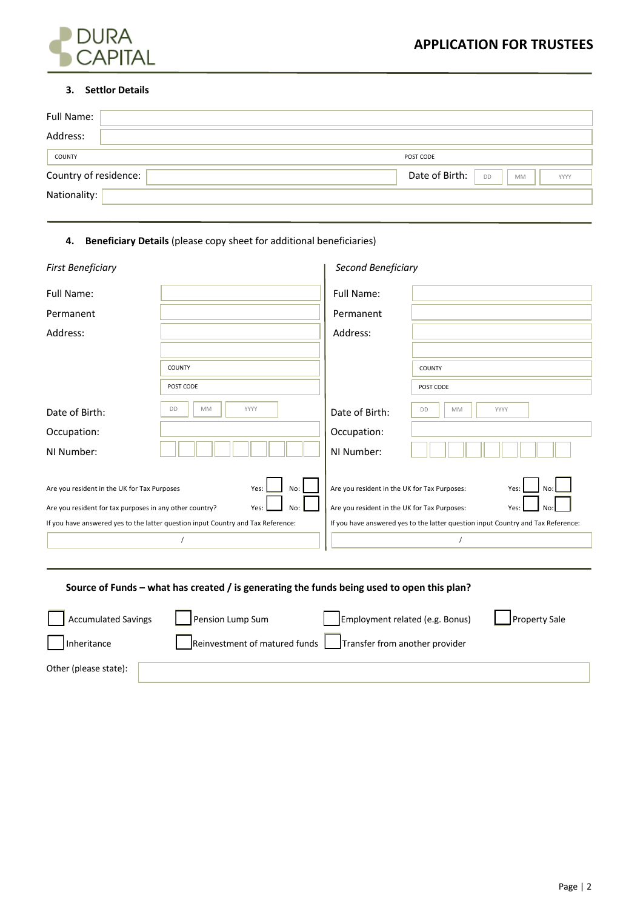# APPLICATION FOR TRUSTEES

### 3. Settlor Details

Full Name:

Address:

COUNTY POST CODE

Country of residence: Date of Birth: DD MM YYYY

Nationality:

### 4. Beneficiary Details (please copy sheet for additional beneficiaries)

*First Beneficiary*

Full Name:

Permanent Address:

COUNTY

POST CODE

Date of Birth: DD MM YYYY

Occupation:

NI Number:

Are you resident in the UK for Tax Purposes Yes: No:

Are you resident for tax purposes in any other country? Yes: No:

If you have answered yes to the latter question input Country and Tax Reference:

/

*Second Beneficiary*

Full Name:

Permanent Address:

COUNTY

POST CODE

Date of Birth: DD MM YYYY

Occupation:

NI Number:

Are you resident in the UK for Tax Purposes: Yes: No:

Are you resident in the UK for Tax Purposes: Yes: No:

If you have answered yes to the latter question input Country and Tax Reference:

/

### Source of Funds – what has created / is generating the funds being used to open this plan?

- [ ] Accumulated Savings
- [ ] Pension Lump Sum
- [ ] Employment related (e.g. Bonus)
- [ ] Property Sale
- [ ] Inheritance
- [ ] Reinvestment of matured funds
- [ ] Transfer from another provider

Other (please state):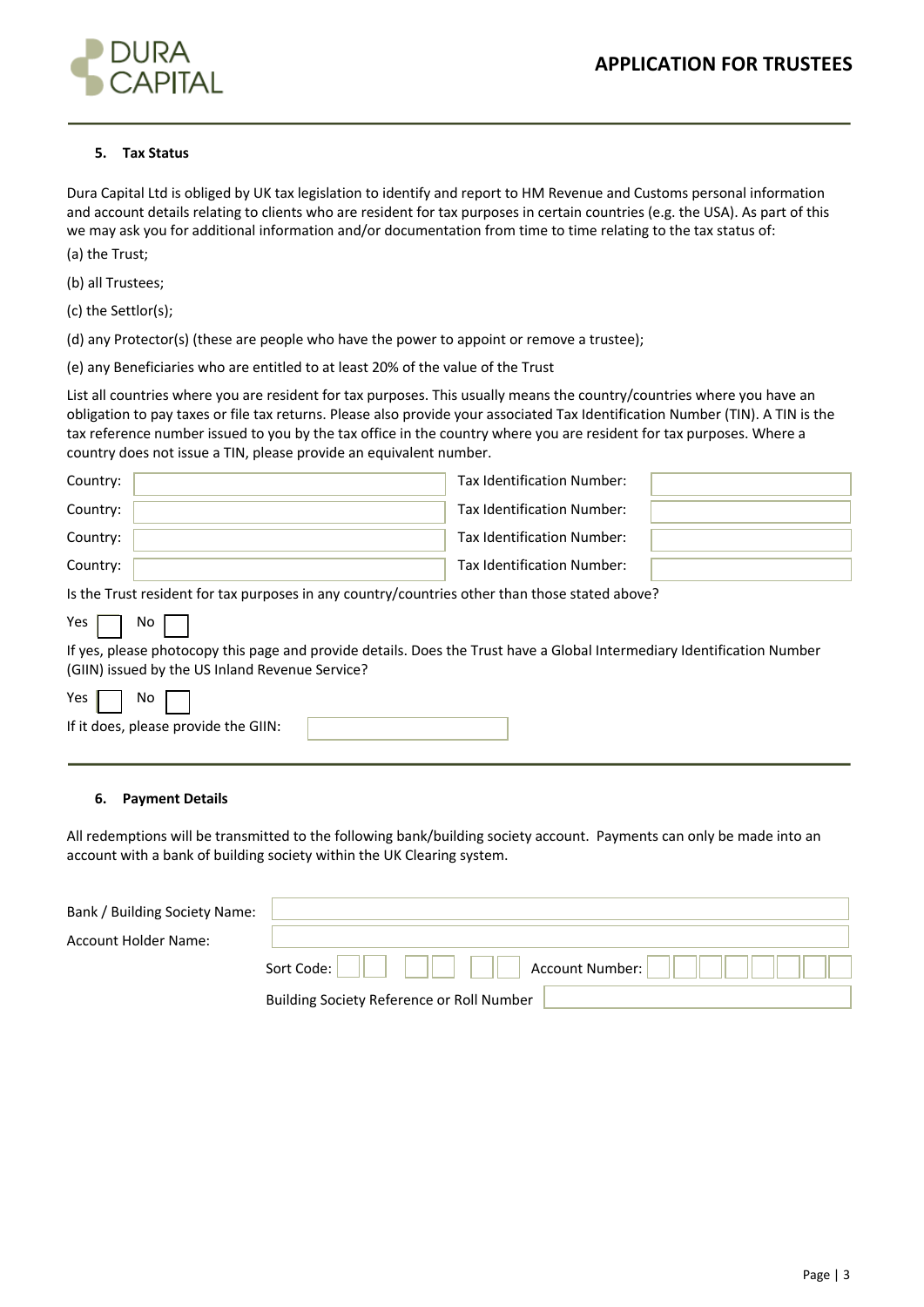### 5. Tax Status

Dura Capital Ltd is obliged by UK tax legislation to identify and report to HM Revenue and Customs personal information and account details relating to clients who are resident for tax purposes in certain countries (e.g. the USA). As part of this we may ask you for additional information and/or documentation from time to time relating to the tax status of:

(a) the Trust;

(b) all Trustees;

(c) the Settlor(s);

(d) any Protector(s) (these are people who have the power to appoint or remove a trustee);

(e) any Beneficiaries who are entitled to at least 20% of the value of the Trust

List all countries where you are resident for tax purposes. This usually means the country/countries where you have an obligation to pay taxes or file tax returns. Please also provide your associated Tax Identification Number (TIN). A TIN is the tax reference number issued to you by the tax office in the country where you are resident for tax purposes. Where a country does not issue a TIN, please provide an equivalent number.

| Country: | | Tax Identification Number: | |
|---|---|---|---|
| Country: | | Tax Identification Number: | |
| Country: | | Tax Identification Number: | |
| Country: | | Tax Identification Number: | |

Is the Trust resident for tax purposes in any country/countries other than those stated above?

Yes ☐ No ☐

If yes, please photocopy this page and provide details. Does the Trust have a Global Intermediary Identification Number (GIIN) issued by the US Inland Revenue Service?

Yes ☐ No ☐

If it does, please provide the GIIN: ______________________

### 6. Payment Details

All redemptions will be transmitted to the following bank/building society account. Payments can only be made into an account with a bank of building society within the UK Clearing system.

Bank / Building Society Name: ______________________

Account Holder Name: ______________________

Sort Code: ☐☐ ☐☐ ☐☐ Account Number: ☐☐☐☐☐☐☐☐

Building Society Reference or Roll Number ______________________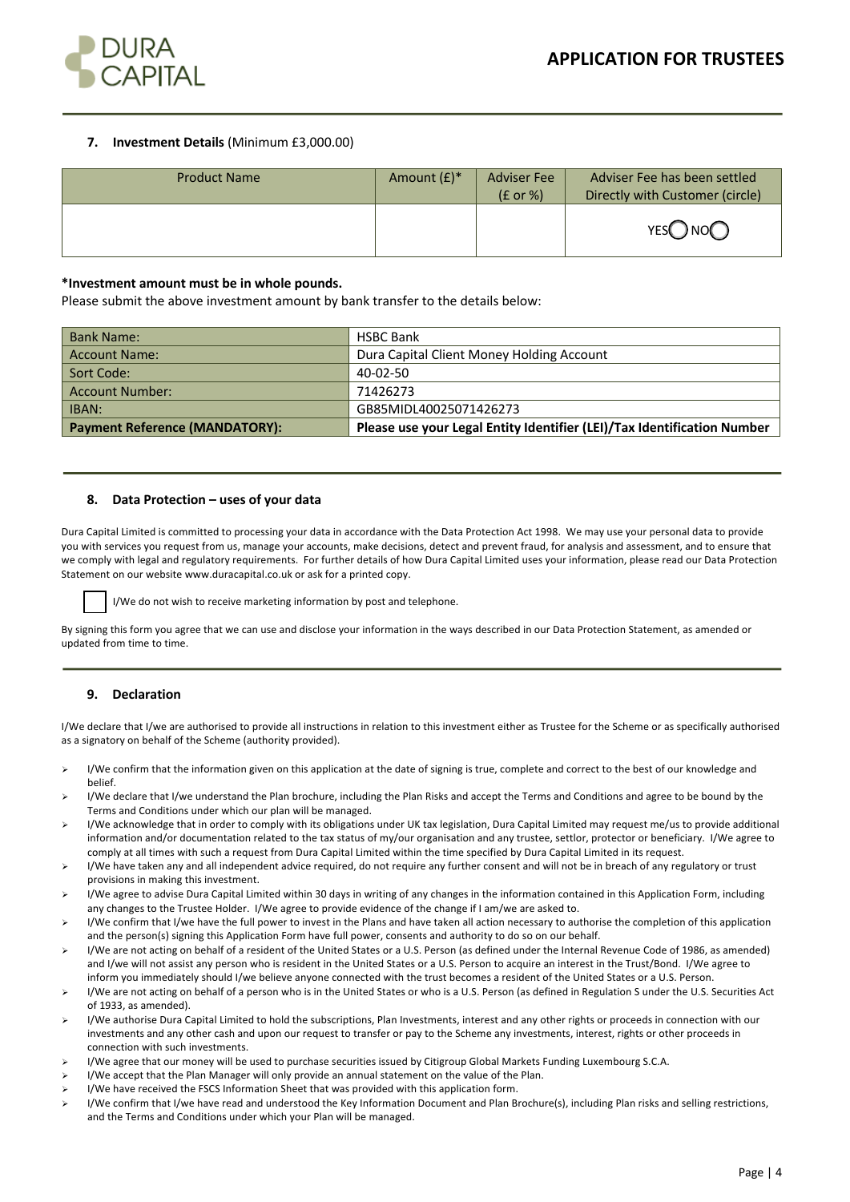## 7. Investment Details (Minimum £3,000.00)

| Product Name | Amount (£)* | Adviser Fee (£ or %) | Adviser Fee has been settled Directly with Customer (circle) |
|---|---|---|---|
| | | | YES ◯ NO ◯ |

**\*Investment amount must be in whole pounds.**

Please submit the above investment amount by bank transfer to the details below:

| | |
|---|---|
| Bank Name: | HSBC Bank |
| Account Name: | Dura Capital Client Money Holding Account |
| Sort Code: | 40-02-50 |
| Account Number: | 71426273 |
| IBAN: | GB85MIDL40025071426273 |
| **Payment Reference (MANDATORY):** | **Please use your Legal Entity Identifier (LEI)/Tax Identification Number** |

## 8. Data Protection – uses of your data

Dura Capital Limited is committed to processing your data in accordance with the Data Protection Act 1998. We may use your personal data to provide you with services you request from us, manage your accounts, make decisions, detect and prevent fraud, for analysis and assessment, and to ensure that we comply with legal and regulatory requirements. For further details of how Dura Capital Limited uses your information, please read our Data Protection Statement on our website www.duracapital.co.uk or ask for a printed copy.

☐ I/We do not wish to receive marketing information by post and telephone.

By signing this form you agree that we can use and disclose your information in the ways described in our Data Protection Statement, as amended or updated from time to time.

## 9. Declaration

I/We declare that I/we are authorised to provide all instructions in relation to this investment either as Trustee for the Scheme or as specifically authorised as a signatory on behalf of the Scheme (authority provided).

- I/We confirm that the information given on this application at the date of signing is true, complete and correct to the best of our knowledge and belief.
- I/We declare that I/we understand the Plan brochure, including the Plan Risks and accept the Terms and Conditions and agree to be bound by the Terms and Conditions under which our plan will be managed.
- I/We acknowledge that in order to comply with its obligations under UK tax legislation, Dura Capital Limited may request me/us to provide additional information and/or documentation related to the tax status of my/our organisation and any trustee, settlor, protector or beneficiary. I/We agree to comply at all times with such a request from Dura Capital Limited within the time specified by Dura Capital Limited in its request.
- I/We have taken any and all independent advice required, do not require any further consent and will not be in breach of any regulatory or trust provisions in making this investment.
- I/We agree to advise Dura Capital Limited within 30 days in writing of any changes in the information contained in this Application Form, including any changes to the Trustee Holder. I/We agree to provide evidence of the change if I am/we are asked to.
- I/We confirm that I/we have the full power to invest in the Plans and have taken all action necessary to authorise the completion of this application and the person(s) signing this Application Form have full power, consents and authority to do so on our behalf.
- I/We are not acting on behalf of a resident of the United States or a U.S. Person (as defined under the Internal Revenue Code of 1986, as amended) and I/we will not assist any person who is resident in the United States or a U.S. Person to acquire an interest in the Trust/Bond. I/We agree to inform you immediately should I/we believe anyone connected with the trust becomes a resident of the United States or a U.S. Person.
- I/We are not acting on behalf of a person who is in the United States or who is a U.S. Person (as defined in Regulation S under the U.S. Securities Act of 1933, as amended).
- I/We authorise Dura Capital Limited to hold the subscriptions, Plan Investments, interest and any other rights or proceeds in connection with our investments and any other cash and upon our request to transfer or pay to the Scheme any investments, interest, rights or other proceeds in connection with such investments.
- I/We agree that our money will be used to purchase securities issued by Citigroup Global Markets Funding Luxembourg S.C.A.
- I/We accept that the Plan Manager will only provide an annual statement on the value of the Plan.
- I/We have received the FSCS Information Sheet that was provided with this application form.
- I/We confirm that I/we have read and understood the Key Information Document and Plan Brochure(s), including Plan risks and selling restrictions, and the Terms and Conditions under which your Plan will be managed.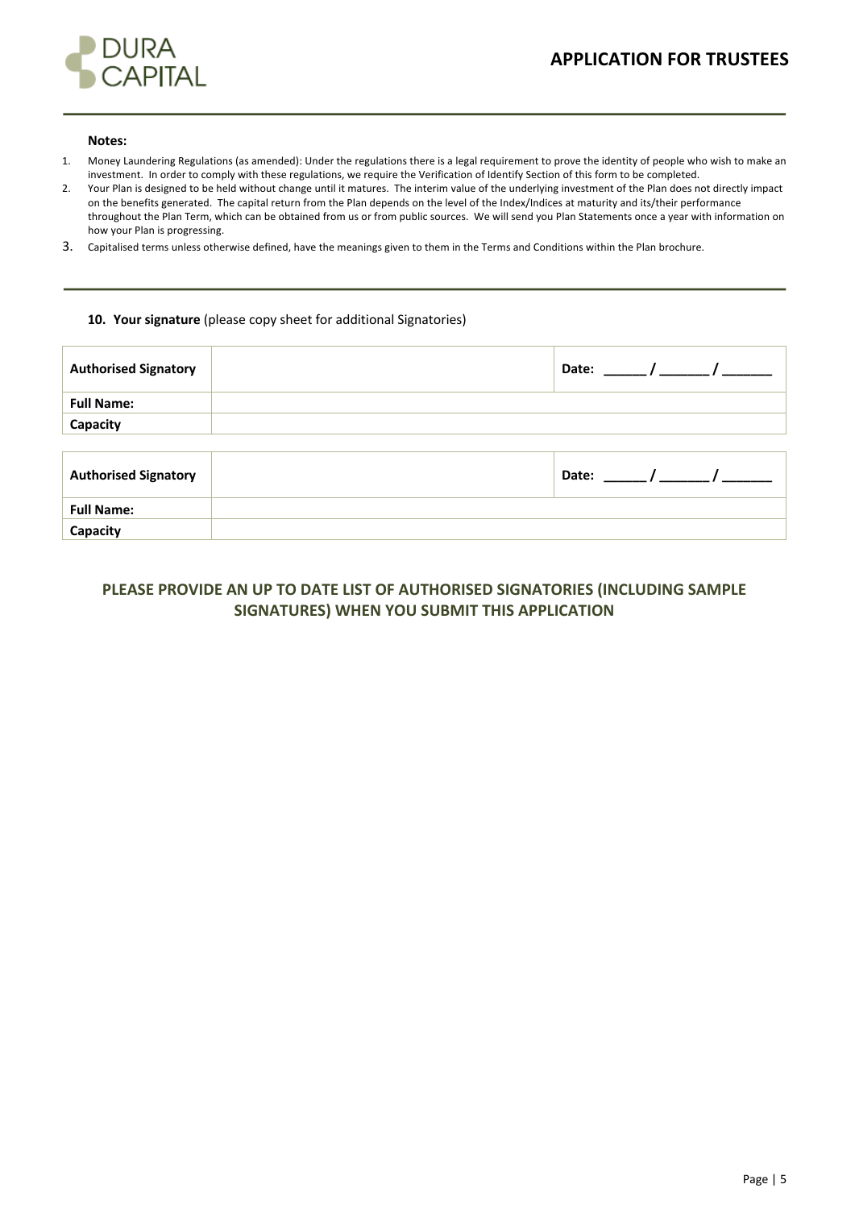**Notes:**

1. Money Laundering Regulations (as amended): Under the regulations there is a legal requirement to prove the identity of people who wish to make an investment. In order to comply with these regulations, we require the Verification of Identify Section of this form to be completed.
2. Your Plan is designed to be held without change until it matures. The interim value of the underlying investment of the Plan does not directly impact on the benefits generated. The capital return from the Plan depends on the level of the Index/Indices at maturity and its/their performance throughout the Plan Term, which can be obtained from us or from public sources. We will send you Plan Statements once a year with information on how your Plan is progressing.
3. Capitalised terms unless otherwise defined, have the meanings given to them in the Terms and Conditions within the Plan brochure.

**10. Your signature** (please copy sheet for additional Signatories)

| **Authorised Signatory** | | **Date: ______ / ______ / ______** |
| --- | --- | --- |
| **Full Name:** | | |
| **Capacity** | | |

| **Authorised Signatory** | | **Date: ______ / ______ / ______** |
| --- | --- | --- |
| **Full Name:** | | |
| **Capacity** | | |

**PLEASE PROVIDE AN UP TO DATE LIST OF AUTHORISED SIGNATORIES (INCLUDING SAMPLE SIGNATURES) WHEN YOU SUBMIT THIS APPLICATION**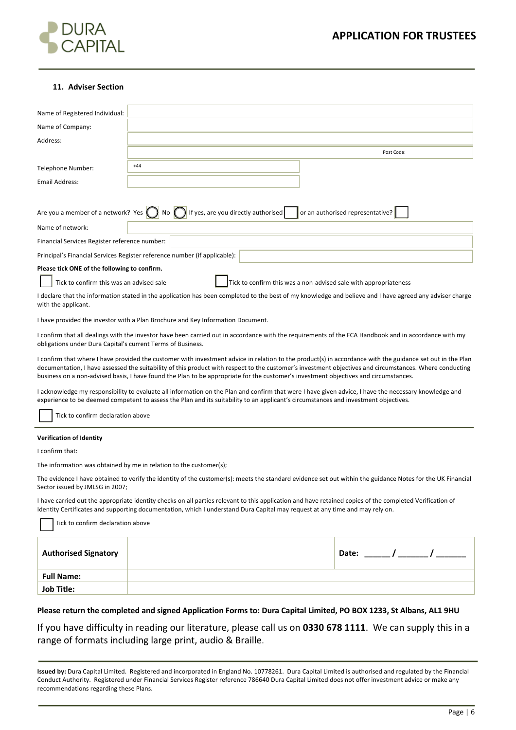# APPLICATION FOR TRUSTEES

### 11. Adviser Section

| | |
|---|---|
| Name of Registered Individual: | |
| Name of Company: | |
| Address: | |
| | Post Code: |
| Telephone Number: | +44 |
| Email Address: | |

Are you a member of a network? Yes ◯ No ◯ If yes, are you directly authorised ☐ or an authorised representative? ☐

Name of network:

Financial Services Register reference number:

Principal's Financial Services Register reference number (if applicable):

**Please tick ONE of the following to confirm.**

☐ Tick to confirm this was an advised sale ☐ Tick to confirm this was a non-advised sale with appropriateness

I declare that the information stated in the application has been completed to the best of my knowledge and believe and I have agreed any adviser charge with the applicant.

I have provided the investor with a Plan Brochure and Key Information Document.

I confirm that all dealings with the investor have been carried out in accordance with the requirements of the FCA Handbook and in accordance with my obligations under Dura Capital's current Terms of Business.

I confirm that where I have provided the customer with investment advice in relation to the product(s) in accordance with the guidance set out in the Plan documentation, I have assessed the suitability of this product with respect to the customer's investment objectives and circumstances. Where conducting business on a non-advised basis, I have found the Plan to be appropriate for the customer's investment objectives and circumstances.

I acknowledge my responsibility to evaluate all information on the Plan and confirm that were I have given advice, I have the necessary knowledge and experience to be deemed competent to assess the Plan and its suitability to an applicant's circumstances and investment objectives.

☐ Tick to confirm declaration above

**Verification of Identity**

I confirm that:

The information was obtained by me in relation to the customer(s);

The evidence I have obtained to verify the identity of the customer(s): meets the standard evidence set out within the guidance Notes for the UK Financial Sector issued by JMLSG in 2007;

I have carried out the appropriate identity checks on all parties relevant to this application and have retained copies of the completed Verification of Identity Certificates and supporting documentation, which I understand Dura Capital may request at any time and may rely on.

☐ Tick to confirm declaration above

| | | |
|---|---|---|
| **Authorised Signatory** | | **Date: ______ / ______ / ______** |
| **Full Name:** | | |
| **Job Title:** | | |

**Please return the completed and signed Application Forms to: Dura Capital Limited, PO BOX 1233, St Albans, AL1 9HU**

If you have difficulty in reading our literature, please call us on **0330 678 1111**. We can supply this in a range of formats including large print, audio & Braille.

**Issued by:** Dura Capital Limited. Registered and incorporated in England No. 10778261. Dura Capital Limited is authorised and regulated by the Financial Conduct Authority. Registered under Financial Services Register reference 786640 Dura Capital Limited does not offer investment advice or make any recommendations regarding these Plans.